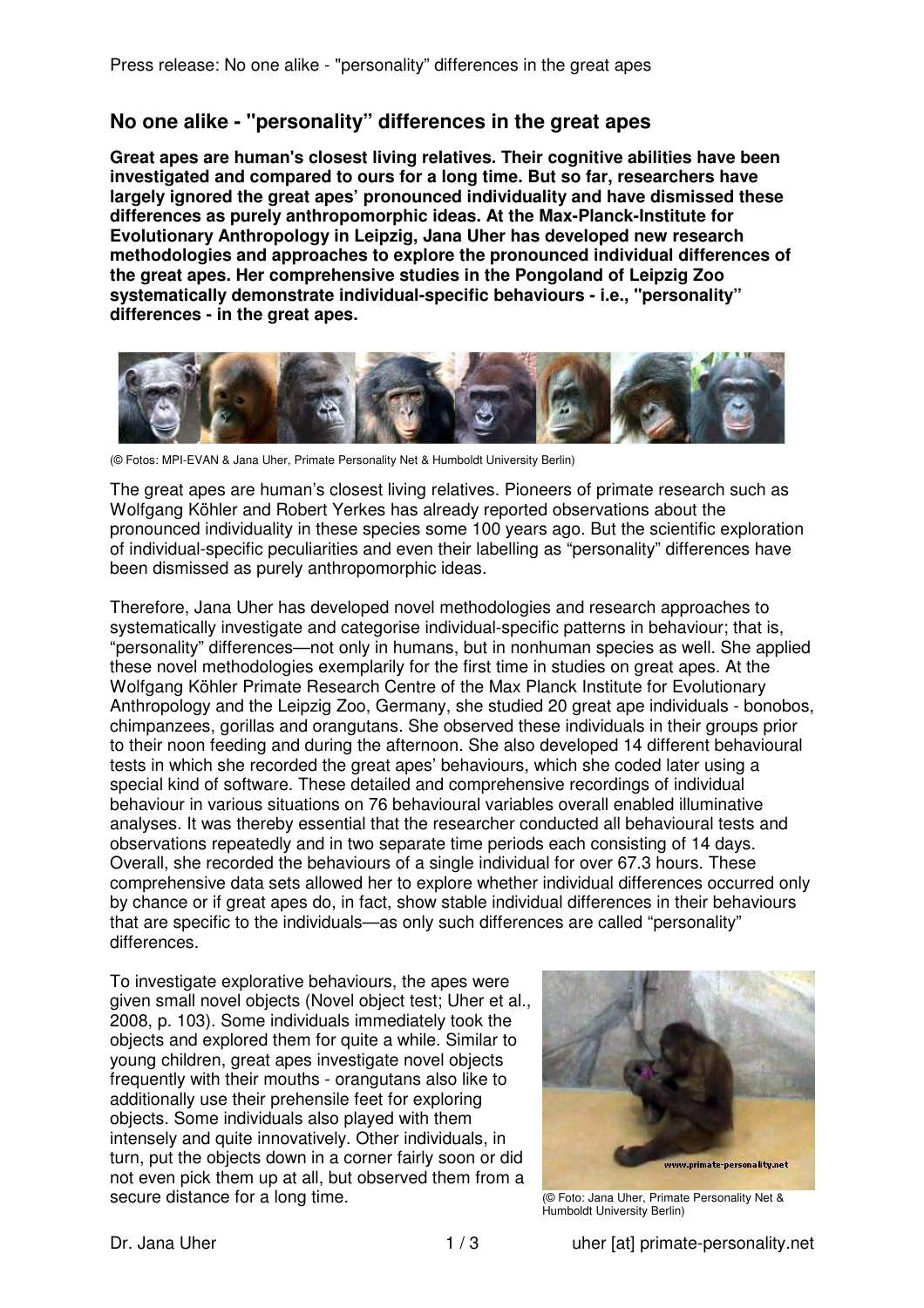## No one alike - "personality" differences in the great apes

**Great apes are human's closest living relatives. Their cognitive abilities have been investigated and compared to ours for a long time. But so far, researchers have largely ignored the great apes' pronounced individuality and have dismissed these differences as purely anthropomorphic ideas. At the Max-Planck-Institute for Evolutionary Anthropology in Leipzig, Jana Uher has developed new research methodologies and approaches to explore the pronounced individual differences of the great apes. Her comprehensive studies in the Pongoland of Leipzig Zoo systematically demonstrate individual-specific behaviours - i.e., "personality" differences - in the great apes.**

(© Fotos: MPI-EVAN & Jana Uher, Primate Personality Net & Humboldt University Berlin)

The great apes are human's closest living relatives. Pioneers of primate research such as Wolfgang Köhler and Robert Yerkes has already reported observations about the pronounced individuality in these species some 100 years ago. But the scientific exploration of individual-specific peculiarities and even their labelling as "personality" differences have been dismissed as purely anthropomorphic ideas.

Therefore, Jana Uher has developed novel methodologies and research approaches to systematically investigate and categorise individual-specific patterns in behaviour; that is, "personality" differences—not only in humans, but in nonhuman species as well. She applied these novel methodologies exemplarily for the first time in studies on great apes. At the Wolfgang Köhler Primate Research Centre of the Max Planck Institute for Evolutionary Anthropology and the Leipzig Zoo, Germany, she studied 20 great ape individuals - bonobos, chimpanzees, gorillas and orangutans. She observed these individuals in their groups prior to their noon feeding and during the afternoon. She also developed 14 different behavioural tests in which she recorded the great apes' behaviours, which she coded later using a special kind of software. These detailed and comprehensive recordings of individual behaviour in various situations on 76 behavioural variables overall enabled illuminative analyses. It was thereby essential that the researcher conducted all behavioural tests and observations repeatedly and in two separate time periods each consisting of 14 days. Overall, she recorded the behaviours of a single individual for over 67.3 hours. These comprehensive data sets allowed her to explore whether individual differences occurred only by chance or if great apes do, in fact, show stable individual differences in their behaviours that are specific to the individuals—as only such differences are called "personality" differences.

To investigate explorative behaviours, the apes were given small novel objects (Novel object test; Uher et al., 2008, p. 103). Some individuals immediately took the objects and explored them for quite a while. Similar to young children, great apes investigate novel objects frequently with their mouths - orangutans also like to additionally use their prehensile feet for exploring objects. Some individuals also played with them intensely and quite innovatively. Other individuals, in turn, put the objects down in a corner fairly soon or did not even pick them up at all, but observed them from a secure distance for a long time.

(© Foto: Jana Uher, Primate Personality Net & Humboldt University Berlin)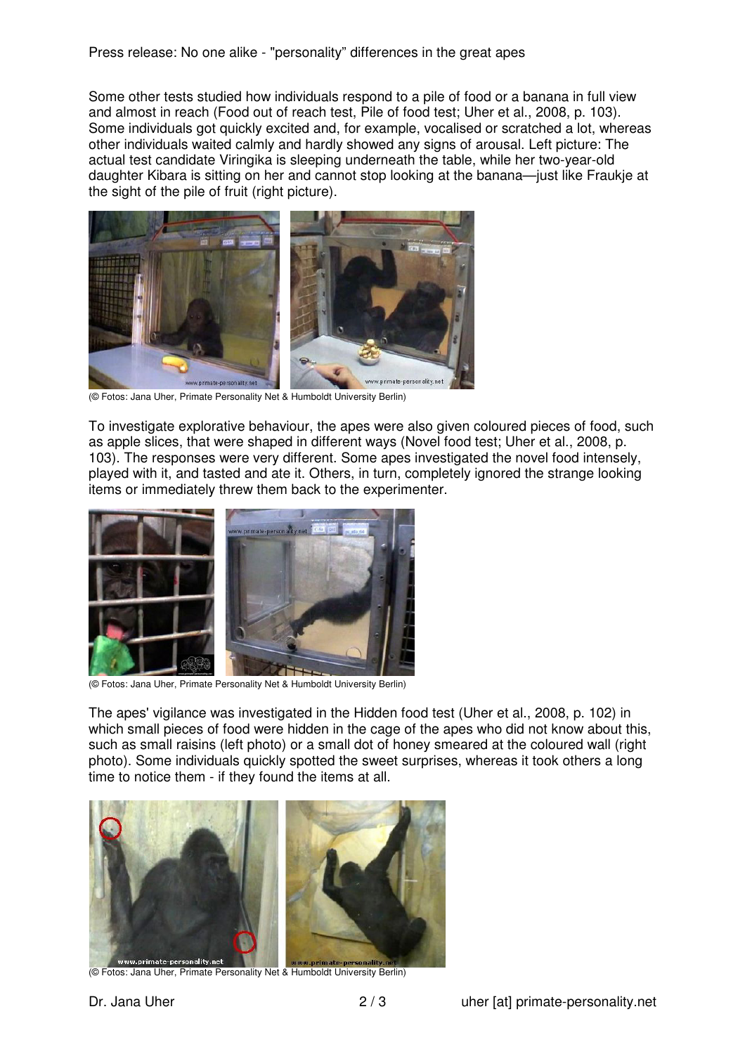Some other tests studied how individuals respond to a pile of food or a banana in full view and almost in reach (Food out of reach test, Pile of food test; Uher et al., 2008, p. 103). Some individuals got quickly excited and, for example, vocalised or scratched a lot, whereas other individuals waited calmly and hardly showed any signs of arousal. Left picture: The actual test candidate Viringika is sleeping underneath the table, while her two-year-old daughter Kibara is sitting on her and cannot stop looking at the banana—just like Fraukje at the sight of the pile of fruit (right picture).

(© Fotos: Jana Uher, Primate Personality Net & Humboldt University Berlin)

To investigate explorative behaviour, the apes were also given coloured pieces of food, such as apple slices, that were shaped in different ways (Novel food test; Uher et al., 2008, p. 103). The responses were very different. Some apes investigated the novel food intensely, played with it, and tasted and ate it. Others, in turn, completely ignored the strange looking items or immediately threw them back to the experimenter.

(© Fotos: Jana Uher, Primate Personality Net & Humboldt University Berlin)

The apes' vigilance was investigated in the Hidden food test (Uher et al., 2008, p. 102) in which small pieces of food were hidden in the cage of the apes who did not know about this, such as small raisins (left photo) or a small dot of honey smeared at the coloured wall (right photo). Some individuals quickly spotted the sweet surprises, whereas it took others a long time to notice them - if they found the items at all.

(© Fotos: Jana Uher, Primate Personality Net & Humboldt University Berlin)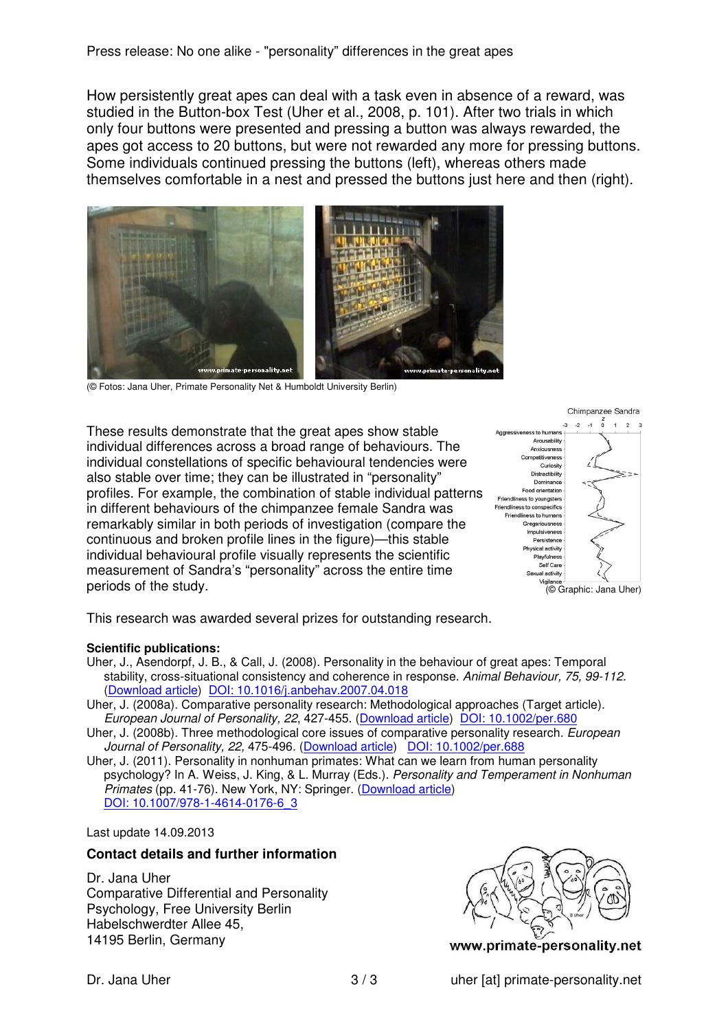Press release: No one alike - "personality" differences in the great apes

How persistently great apes can deal with a task even in absence of a reward, was studied in the Button-box Test (Uher et al., 2008, p. 101). After two trials in which only four buttons were presented and pressing a button was always rewarded, the apes got access to 20 buttons, but were not rewarded any more for pressing buttons. Some individuals continued pressing the buttons (left), whereas others made themselves comfortable in a nest and pressed the buttons just here and then (right).

www.primate-personality.net

www.primate-personality.net

(© Fotos: Jana Uher, Primate Personality Net & Humboldt University Berlin)

These results demonstrate that the great apes show stable individual differences across a broad range of behaviours. The individual constellations of specific behavioural tendencies were also stable over time; they can be illustrated in "personality" profiles. For example, the combination of stable individual patterns in different behaviours of the chimpanzee female Sandra was remarkably similar in both periods of investigation (compare the continuous and broken profile lines in the figure)—this stable individual behavioural profile visually represents the scientific measurement of Sandra's "personality" across the entire time periods of the study.

Chimpanzee Sandra

z

-3 -2 -1 0 1 2 3

Aggressiveness to humans
Arousability
Anxiousness
Competitiveness
Curiosity
Distractibility
Dominance
Food orientation
Friendliness to youngsters
Friendliness to conspecifics
Friendliness to humans
Gregariousness
Impulsiveness
Persistence
Physical activity
Playfulness
Self Care
Sexual activity
Vigilance

(© Graphic: Jana Uher)

This research was awarded several prizes for outstanding research.

**Scientific publications:**

Uher, J., Asendorpf, J. B., & Call, J. (2008). Personality in the behaviour of great apes: Temporal stability, cross-situational consistency and coherence in response. *Animal Behaviour, 75, 99-112.* (Download article) DOI: 10.1016/j.anbehav.2007.04.018

Uher, J. (2008a). Comparative personality research: Methodological approaches (Target article). *European Journal of Personality, 22*, 427-455. (Download article) DOI: 10.1002/per.680

Uher, J. (2008b). Three methodological core issues of comparative personality research. *European Journal of Personality, 22,* 475-496. (Download article) DOI: 10.1002/per.688

Uher, J. (2011). Personality in nonhuman primates: What can we learn from human personality psychology? In A. Weiss, J. King, & L. Murray (Eds.). *Personality and Temperament in Nonhuman Primates* (pp. 41-76). New York, NY: Springer. (Download article) DOI: 10.1007/978-1-4614-0176-6_3

Last update 14.09.2013

**Contact details and further information**

Dr. Jana Uher
Comparative Differential and Personality Psychology, Free University Berlin
Habelschwerdter Allee 45,
14195 Berlin, Germany

www.primate-personality.net

Dr. Jana Uher — uher [at] primate-personality.net